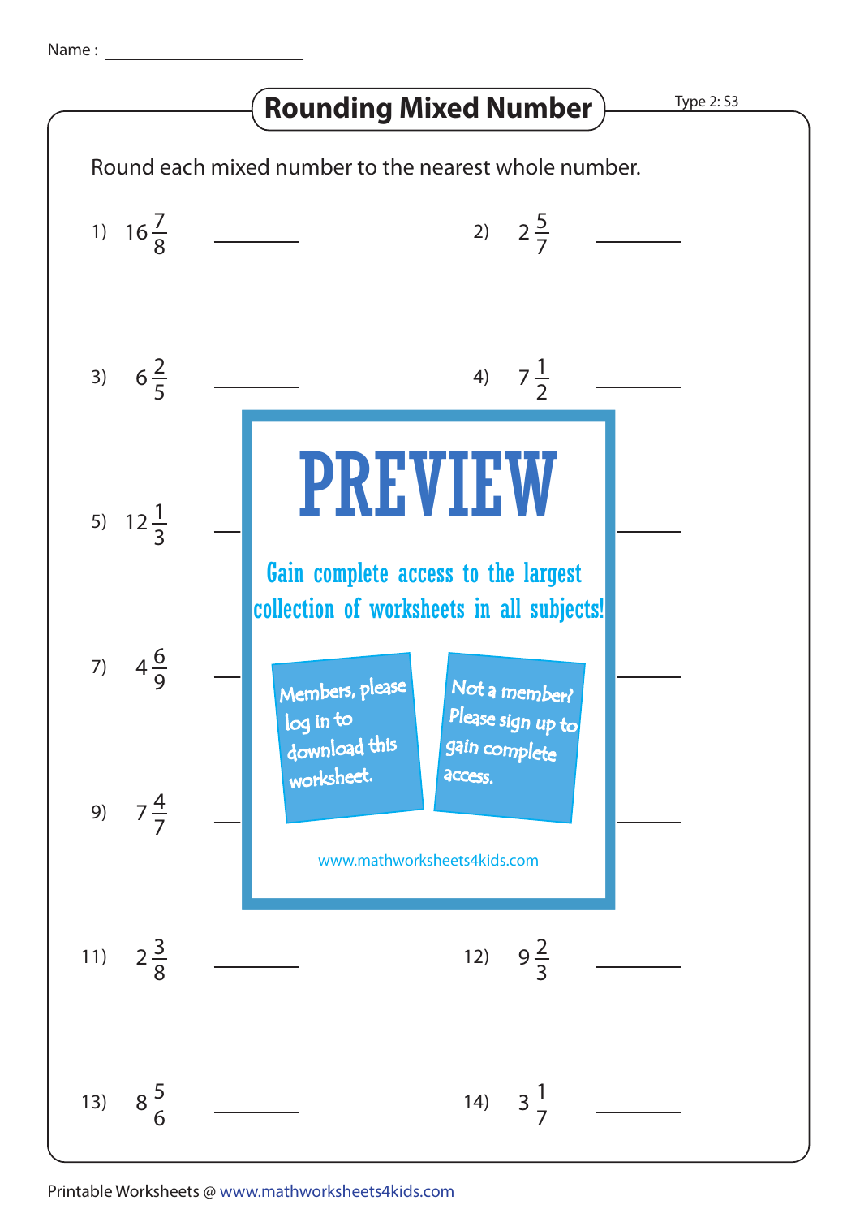Name : ____________________

# Rounding Mixed Number

Type 2: S3

Round each mixed number to the nearest whole number.

1) $16\frac{7}{8}$ ________

2) $2\frac{5}{7}$ ________

3) $6\frac{2}{5}$ ________

4) $7\frac{1}{2}$ ________

5) $12\frac{1}{3}$ ________

7) $4\frac{6}{9}$ ________

9) $7\frac{4}{7}$ ________

**PREVIEW**

Gain complete access to the largest collection of worksheets in all subjects!

Members, please log in to download this worksheet.

Not a member? Please sign up to gain complete access.

www.mathworksheets4kids.com

11) $2\frac{3}{8}$ ________

12) $9\frac{2}{3}$ ________

13) $8\frac{5}{6}$ ________

14) $3\frac{1}{7}$ ________

Printable Worksheets @ www.mathworksheets4kids.com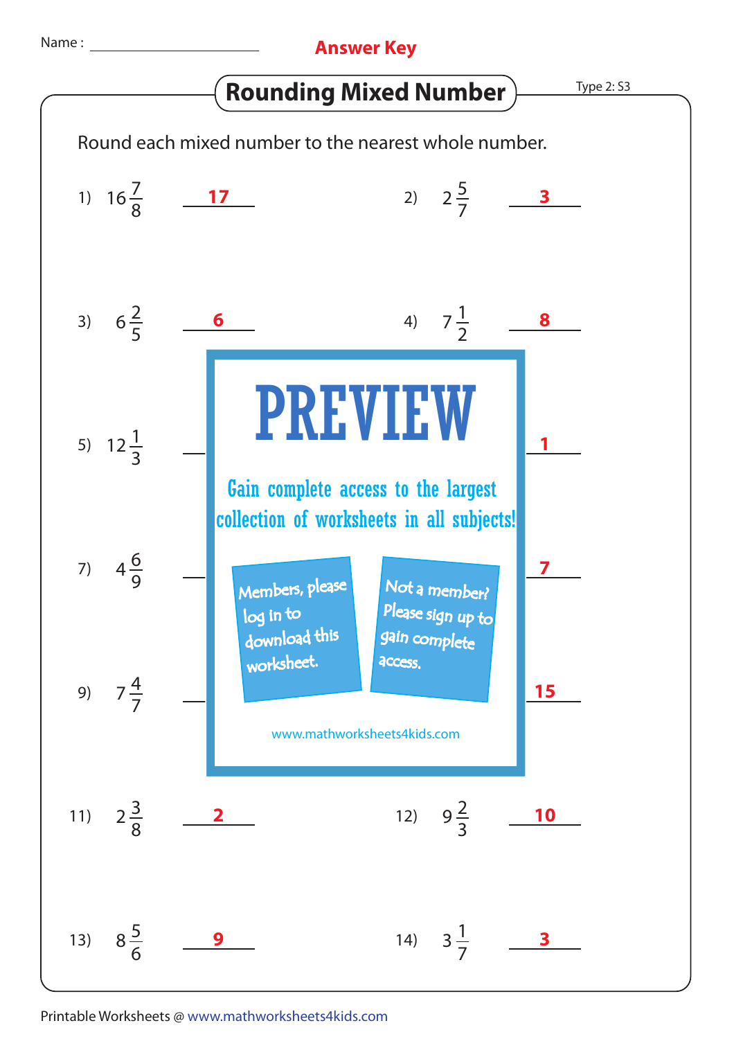Name : ______________________

**Answer Key**

# Rounding Mixed Number

Type 2: S3

Round each mixed number to the nearest whole number.

1) $16\frac{7}{8}$ **17**

2) $2\frac{5}{7}$ **3**

3) $6\frac{2}{5}$ **6**

4) $7\frac{1}{2}$ **8**

5) $12\frac{1}{3}$ ____

6) ____ **1**

7) $4\frac{6}{9}$ ____

8) ____ **7**

9) $7\frac{4}{7}$ ____

10) ____ **15**

# PREVIEW

Gain complete access to the largest collection of worksheets in all subjects!

Members, please log in to download this worksheet.

Not a member? Please sign up to gain complete access.

www.mathworksheets4kids.com

11) $2\frac{3}{8}$ **2**

12) $9\frac{2}{3}$ **10**

13) $8\frac{5}{6}$ **9**

14) $3\frac{1}{7}$ **3**

Printable Worksheets @ www.mathworksheets4kids.com